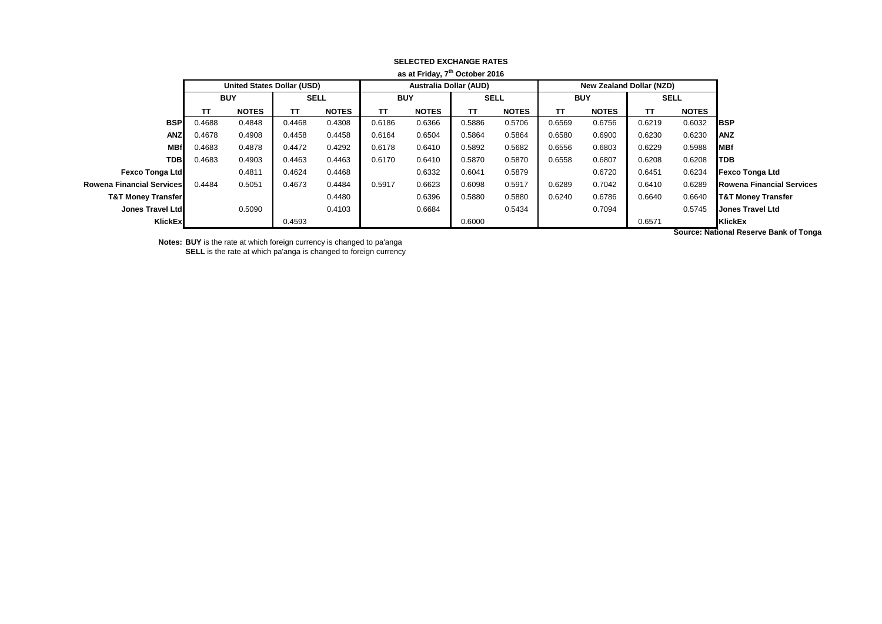**SELECTED EXCHANGE RATES**

**as at Friday, 7th October 2016**

| | United States Dollar (USD) | | | | Australia Dollar (AUD) | | | | New Zealand Dollar (NZD) | | | | |
|---|---|---|---|---|---|---|---|---|---|---|---|---|---|
| | BUY | | SELL | | BUY | | SELL | | BUY | | SELL | | |
| | TT | NOTES | TT | NOTES | TT | NOTES | TT | NOTES | TT | NOTES | TT | NOTES | |
| **BSP** | 0.4688 | 0.4848 | 0.4468 | 0.4308 | 0.6186 | 0.6366 | 0.5886 | 0.5706 | 0.6569 | 0.6756 | 0.6219 | 0.6032 | **BSP** |
| **ANZ** | 0.4678 | 0.4908 | 0.4458 | 0.4458 | 0.6164 | 0.6504 | 0.5864 | 0.5864 | 0.6580 | 0.6900 | 0.6230 | 0.6230 | **ANZ** |
| **MBf** | 0.4683 | 0.4878 | 0.4472 | 0.4292 | 0.6178 | 0.6410 | 0.5892 | 0.5682 | 0.6556 | 0.6803 | 0.6229 | 0.5988 | **MBf** |
| **TDB** | 0.4683 | 0.4903 | 0.4463 | 0.4463 | 0.6170 | 0.6410 | 0.5870 | 0.5870 | 0.6558 | 0.6807 | 0.6208 | 0.6208 | **TDB** |
| **Fexco Tonga Ltd** | | 0.4811 | 0.4624 | 0.4468 | | 0.6332 | 0.6041 | 0.5879 | | 0.6720 | 0.6451 | 0.6234 | **Fexco Tonga Ltd** |
| **Rowena Financial Services** | 0.4484 | 0.5051 | 0.4673 | 0.4484 | 0.5917 | 0.6623 | 0.6098 | 0.5917 | 0.6289 | 0.7042 | 0.6410 | 0.6289 | **Rowena Financial Services** |
| **T&T Money Transfer** | | | | 0.4480 | | 0.6396 | 0.5880 | 0.5880 | 0.6240 | 0.6786 | 0.6640 | 0.6640 | **T&T Money Transfer** |
| **Jones Travel Ltd** | | 0.5090 | | 0.4103 | | 0.6684 | | 0.5434 | | 0.7094 | | 0.5745 | **Jones Travel Ltd** |
| **KlickEx** | | | 0.4593 | | | | 0.6000 | | | | 0.6571 | | **KlickEx** |

**Source: National Reserve Bank of Tonga**

**Notes:** **BUY** is the rate at which foreign currency is changed to pa'anga
**SELL** is the rate at which pa'anga is changed to foreign currency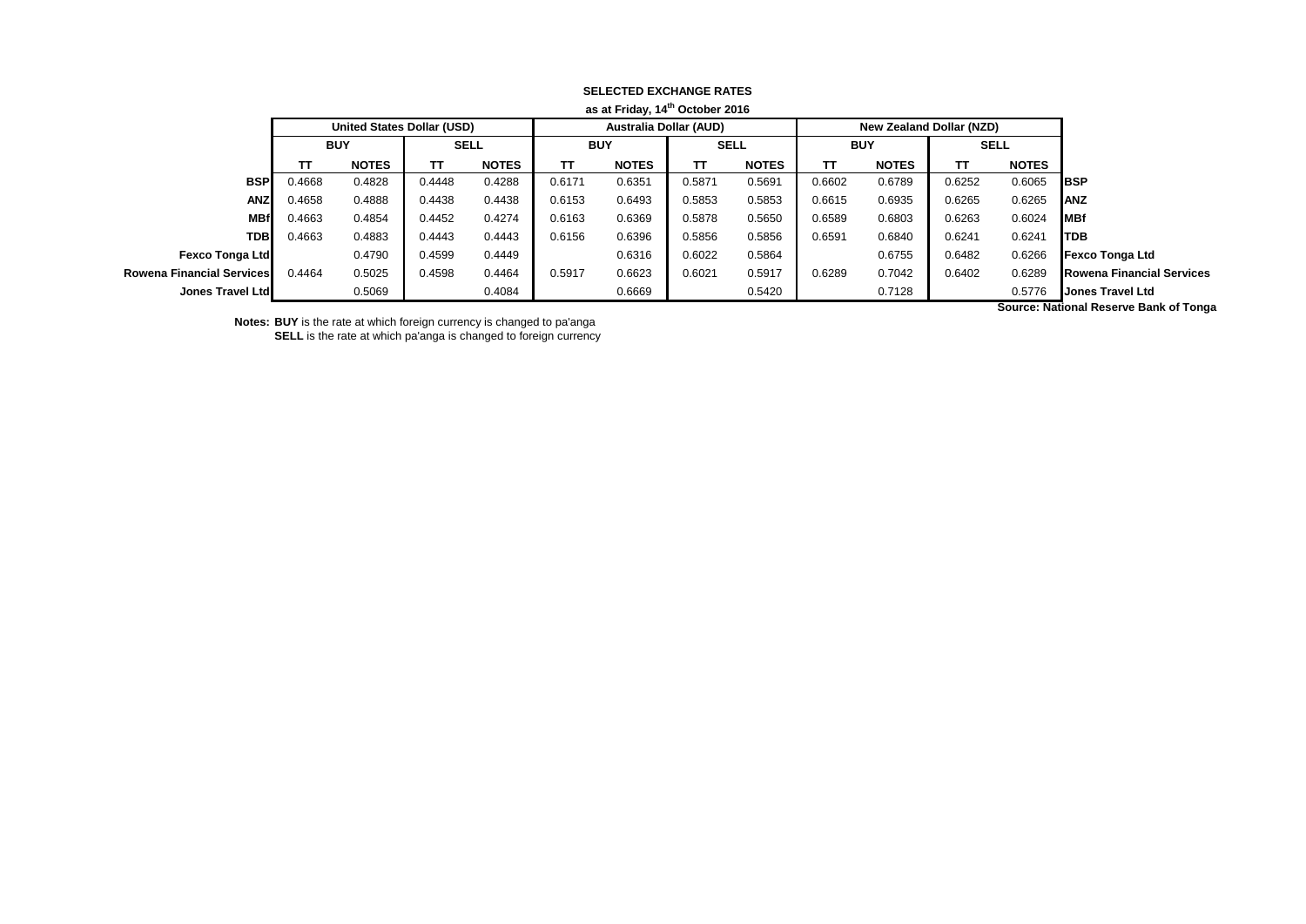**SELECTED EXCHANGE RATES**

**as at Friday, 14th October 2016**

| | United States Dollar (USD) | | | | Australia Dollar (AUD) | | | | New Zealand Dollar (NZD) | | | | |
|---|---|---|---|---|---|---|---|---|---|---|---|---|---|
| | BUY | | SELL | | BUY | | SELL | | BUY | | SELL | | |
| | TT | NOTES | TT | NOTES | TT | NOTES | TT | NOTES | TT | NOTES | TT | NOTES | |
| **BSP** | 0.4668 | 0.4828 | 0.4448 | 0.4288 | 0.6171 | 0.6351 | 0.5871 | 0.5691 | 0.6602 | 0.6789 | 0.6252 | 0.6065 | **BSP** |
| **ANZ** | 0.4658 | 0.4888 | 0.4438 | 0.4438 | 0.6153 | 0.6493 | 0.5853 | 0.5853 | 0.6615 | 0.6935 | 0.6265 | 0.6265 | **ANZ** |
| **MBf** | 0.4663 | 0.4854 | 0.4452 | 0.4274 | 0.6163 | 0.6369 | 0.5878 | 0.5650 | 0.6589 | 0.6803 | 0.6263 | 0.6024 | **MBf** |
| **TDB** | 0.4663 | 0.4883 | 0.4443 | 0.4443 | 0.6156 | 0.6396 | 0.5856 | 0.5856 | 0.6591 | 0.6840 | 0.6241 | 0.6241 | **TDB** |
| **Fexco Tonga Ltd** | | 0.4790 | 0.4599 | 0.4449 | | 0.6316 | 0.6022 | 0.5864 | | 0.6755 | 0.6482 | 0.6266 | **Fexco Tonga Ltd** |
| **Rowena Financial Services** | 0.4464 | 0.5025 | 0.4598 | 0.4464 | 0.5917 | 0.6623 | 0.6021 | 0.5917 | 0.6289 | 0.7042 | 0.6402 | 0.6289 | **Rowena Financial Services** |
| **Jones Travel Ltd** | | 0.5069 | | 0.4084 | | 0.6669 | | 0.5420 | | 0.7128 | | 0.5776 | **Jones Travel Ltd** |

**Source: National Reserve Bank of Tonga**

**Notes:** **BUY** is the rate at which foreign currency is changed to pa'anga
**SELL** is the rate at which pa'anga is changed to foreign currency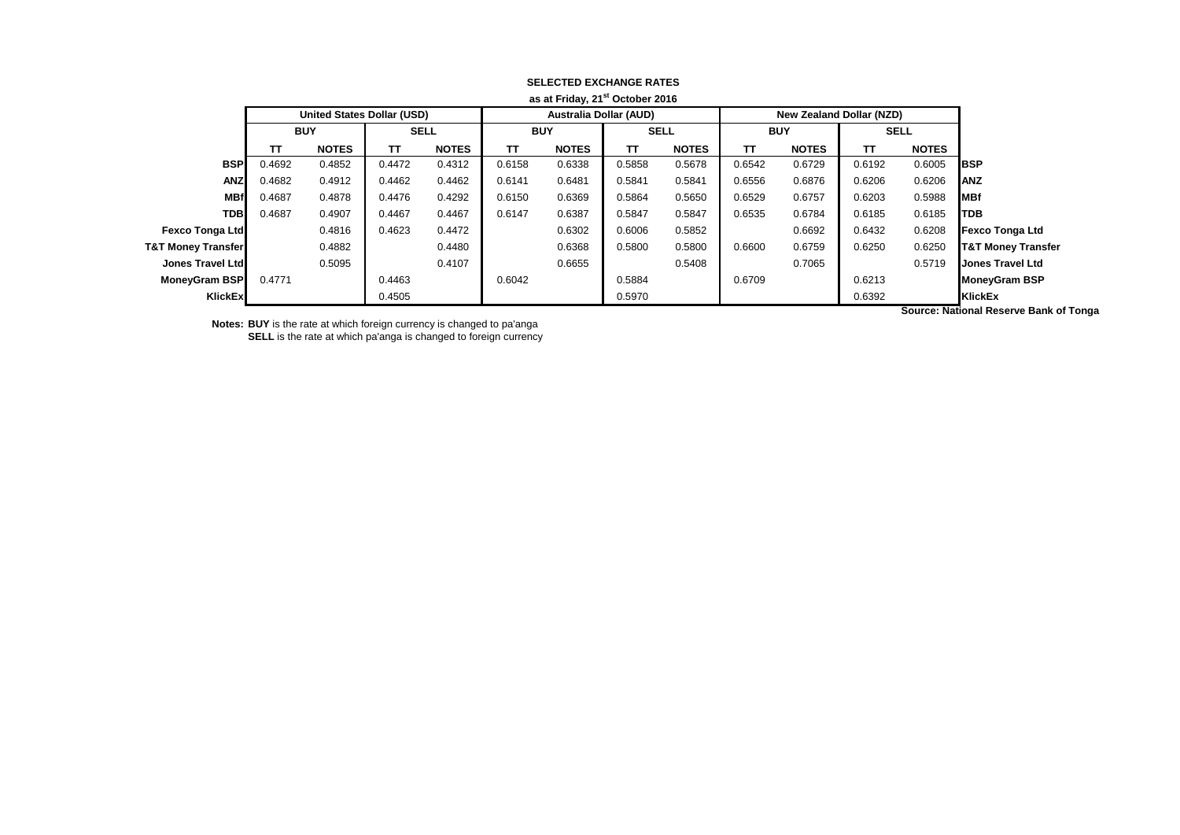**SELECTED EXCHANGE RATES**

**as at Friday, 21st October 2016**

| | United States Dollar (USD) | | | | Australia Dollar (AUD) | | | | New Zealand Dollar (NZD) | | | | |
|---|---|---|---|---|---|---|---|---|---|---|---|---|---|
| | BUY | | SELL | | BUY | | SELL | | BUY | | SELL | | |
| | TT | NOTES | TT | NOTES | TT | NOTES | TT | NOTES | TT | NOTES | TT | NOTES | |
| **BSP** | 0.4692 | 0.4852 | 0.4472 | 0.4312 | 0.6158 | 0.6338 | 0.5858 | 0.5678 | 0.6542 | 0.6729 | 0.6192 | 0.6005 | **BSP** |
| **ANZ** | 0.4682 | 0.4912 | 0.4462 | 0.4462 | 0.6141 | 0.6481 | 0.5841 | 0.5841 | 0.6556 | 0.6876 | 0.6206 | 0.6206 | **ANZ** |
| **MBf** | 0.4687 | 0.4878 | 0.4476 | 0.4292 | 0.6150 | 0.6369 | 0.5864 | 0.5650 | 0.6529 | 0.6757 | 0.6203 | 0.5988 | **MBf** |
| **TDB** | 0.4687 | 0.4907 | 0.4467 | 0.4467 | 0.6147 | 0.6387 | 0.5847 | 0.5847 | 0.6535 | 0.6784 | 0.6185 | 0.6185 | **TDB** |
| **Fexco Tonga Ltd** | | 0.4816 | 0.4623 | 0.4472 | | 0.6302 | 0.6006 | 0.5852 | | 0.6692 | 0.6432 | 0.6208 | **Fexco Tonga Ltd** |
| **T&T Money Transfer** | | 0.4882 | | 0.4480 | | 0.6368 | 0.5800 | 0.5800 | 0.6600 | 0.6759 | 0.6250 | 0.6250 | **T&T Money Transfer** |
| **Jones Travel Ltd** | | 0.5095 | | 0.4107 | | 0.6655 | | 0.5408 | | 0.7065 | | 0.5719 | **Jones Travel Ltd** |
| **MoneyGram BSP** | 0.4771 | | 0.4463 | | 0.6042 | | 0.5884 | | 0.6709 | | 0.6213 | | **MoneyGram BSP** |
| **KlickEx** | | | 0.4505 | | | | 0.5970 | | | | 0.6392 | | **KlickEx** |

**Source: National Reserve Bank of Tonga**

**Notes: BUY** is the rate at which foreign currency is changed to pa'anga
**SELL** is the rate at which pa'anga is changed to foreign currency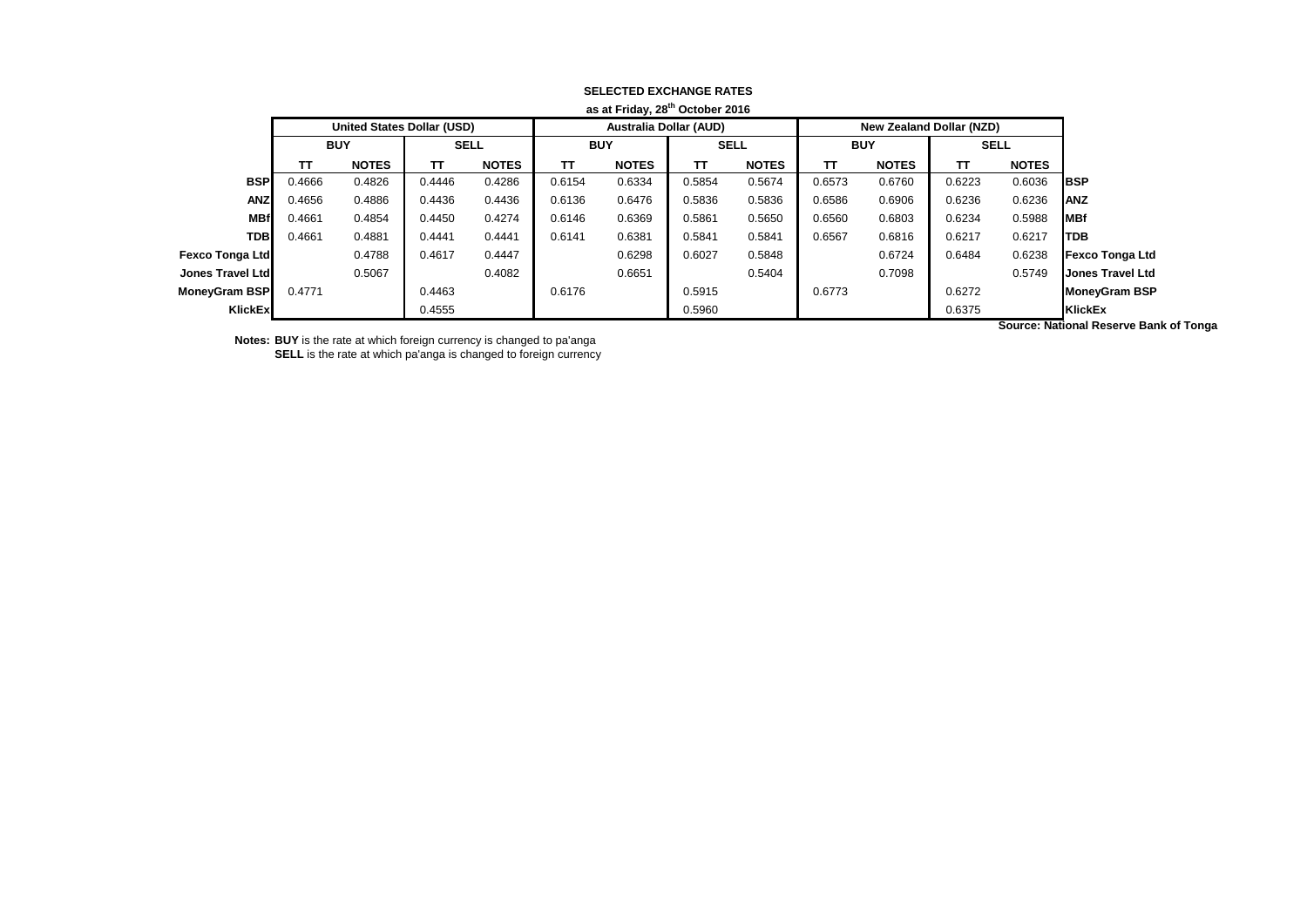**SELECTED EXCHANGE RATES**

**as at Friday, 28th October 2016**

| | United States Dollar (USD) | | | | Australia Dollar (AUD) | | | | New Zealand Dollar (NZD) | | | | |
|---|---|---|---|---|---|---|---|---|---|---|---|---|---|
| | BUY | | SELL | | BUY | | SELL | | BUY | | SELL | | |
| | TT | NOTES | TT | NOTES | TT | NOTES | TT | NOTES | TT | NOTES | TT | NOTES | |
| **BSP** | 0.4666 | 0.4826 | 0.4446 | 0.4286 | 0.6154 | 0.6334 | 0.5854 | 0.5674 | 0.6573 | 0.6760 | 0.6223 | 0.6036 | **BSP** |
| **ANZ** | 0.4656 | 0.4886 | 0.4436 | 0.4436 | 0.6136 | 0.6476 | 0.5836 | 0.5836 | 0.6586 | 0.6906 | 0.6236 | 0.6236 | **ANZ** |
| **MBf** | 0.4661 | 0.4854 | 0.4450 | 0.4274 | 0.6146 | 0.6369 | 0.5861 | 0.5650 | 0.6560 | 0.6803 | 0.6234 | 0.5988 | **MBf** |
| **TDB** | 0.4661 | 0.4881 | 0.4441 | 0.4441 | 0.6141 | 0.6381 | 0.5841 | 0.5841 | 0.6567 | 0.6816 | 0.6217 | 0.6217 | **TDB** |
| **Fexco Tonga Ltd** | | 0.4788 | 0.4617 | 0.4447 | | 0.6298 | 0.6027 | 0.5848 | | 0.6724 | 0.6484 | 0.6238 | **Fexco Tonga Ltd** |
| **Jones Travel Ltd** | | 0.5067 | | 0.4082 | | 0.6651 | | 0.5404 | | 0.7098 | | 0.5749 | **Jones Travel Ltd** |
| **MoneyGram BSP** | 0.4771 | | 0.4463 | | 0.6176 | | 0.5915 | | 0.6773 | | 0.6272 | | **MoneyGram BSP** |
| **KlickEx** | | | 0.4555 | | | | 0.5960 | | | | 0.6375 | | **KlickEx** |

**Source: National Reserve Bank of Tonga**

**Notes: BUY** is the rate at which foreign currency is changed to pa'anga
**SELL** is the rate at which pa'anga is changed to foreign currency